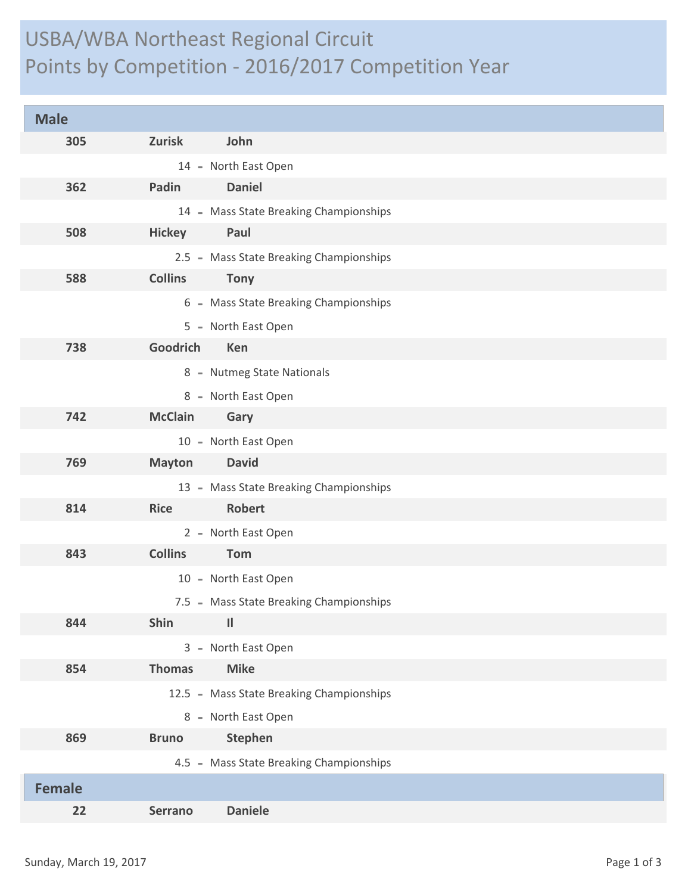# USBA/WBA Northeast Regional Circuit
# Points by Competition - 2016/2017 Competition Year

## Male

**305 Zurisk John**

14 - North East Open

**362 Padin Daniel**

14 - Mass State Breaking Championships

**508 Hickey Paul**

2.5 - Mass State Breaking Championships

**588 Collins Tony**

6 - Mass State Breaking Championships

5 - North East Open

**738 Goodrich Ken**

8 - Nutmeg State Nationals

8 - North East Open

**742 McClain Gary**

10 - North East Open

**769 Mayton David**

13 - Mass State Breaking Championships

**814 Rice Robert**

2 - North East Open

**843 Collins Tom**

10 - North East Open

7.5 - Mass State Breaking Championships

**844 Shin Il**

3 - North East Open

**854 Thomas Mike**

12.5 - Mass State Breaking Championships

8 - North East Open

**869 Bruno Stephen**

4.5 - Mass State Breaking Championships

## Female

**22 Serrano Daniele**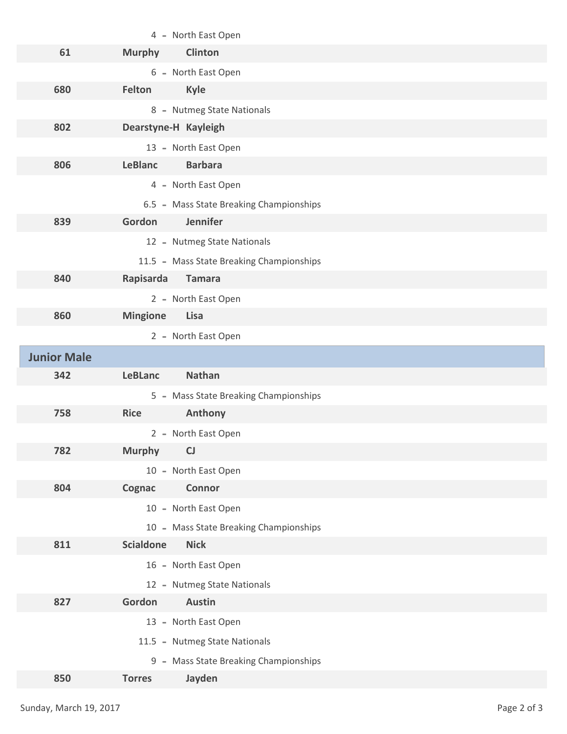4 - North East Open

**61** **Murphy** **Clinton**

6 - North East Open

**680** **Felton** **Kyle**

8 - Nutmeg State Nationals

**802** **Dearstyne-H** **Kayleigh**

13 - North East Open

**806** **LeBlanc** **Barbara**

4 - North East Open

6.5 - Mass State Breaking Championships

**839** **Gordon** **Jennifer**

12 - Nutmeg State Nationals

11.5 - Mass State Breaking Championships

**840** **Rapisarda** **Tamara**

2 - North East Open

**860** **Mingione** **Lisa**

2 - North East Open

## Junior Male

**342** **LeBLanc** **Nathan**

5 - Mass State Breaking Championships

**758** **Rice** **Anthony**

2 - North East Open

**782** **Murphy** **CJ**

10 - North East Open

**804** **Cognac** **Connor**

10 - North East Open

10 - Mass State Breaking Championships

**811** **Scialdone** **Nick**

16 - North East Open

12 - Nutmeg State Nationals

**827** **Gordon** **Austin**

13 - North East Open

11.5 - Nutmeg State Nationals

9 - Mass State Breaking Championships

**850** **Torres** **Jayden**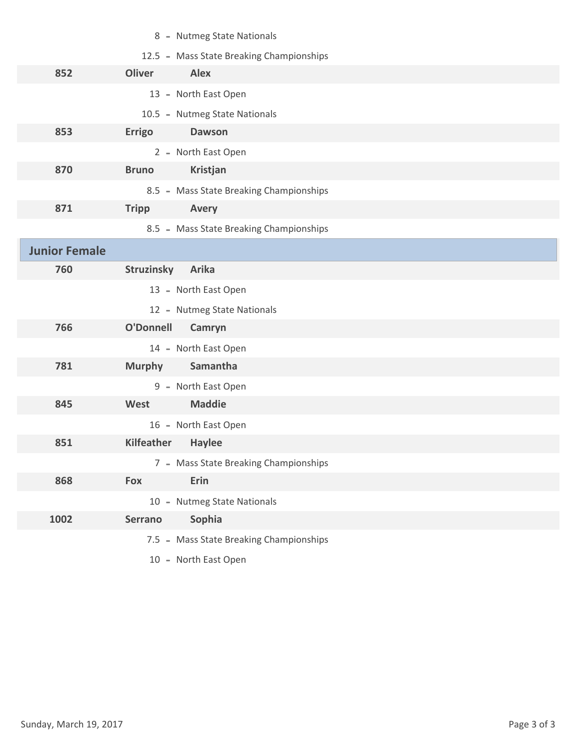8 - Nutmeg State Nationals

12.5 - Mass State Breaking Championships

| | | |
|---|---|---|
| **852** | **Oliver** | **Alex** |
| | 13 - North East Open | |
| | 10.5 - Nutmeg State Nationals | |
| **853** | **Errigo** | **Dawson** |
| | 2 - North East Open | |
| **870** | **Bruno** | **Kristjan** |
| | 8.5 - Mass State Breaking Championships | |
| **871** | **Tripp** | **Avery** |
| | 8.5 - Mass State Breaking Championships | |

## Junior Female

| | | |
|---|---|---|
| **760** | **Struzinsky** | **Arika** |
| | 13 - North East Open | |
| | 12 - Nutmeg State Nationals | |
| **766** | **O'Donnell** | **Camryn** |
| | 14 - North East Open | |
| **781** | **Murphy** | **Samantha** |
| | 9 - North East Open | |
| **845** | **West** | **Maddie** |
| | 16 - North East Open | |
| **851** | **Kilfeather** | **Haylee** |
| | 7 - Mass State Breaking Championships | |
| **868** | **Fox** | **Erin** |
| | 10 - Nutmeg State Nationals | |
| **1002** | **Serrano** | **Sophia** |
| | 7.5 - Mass State Breaking Championships | |
| | 10 - North East Open | |

Sunday, March 19, 2017